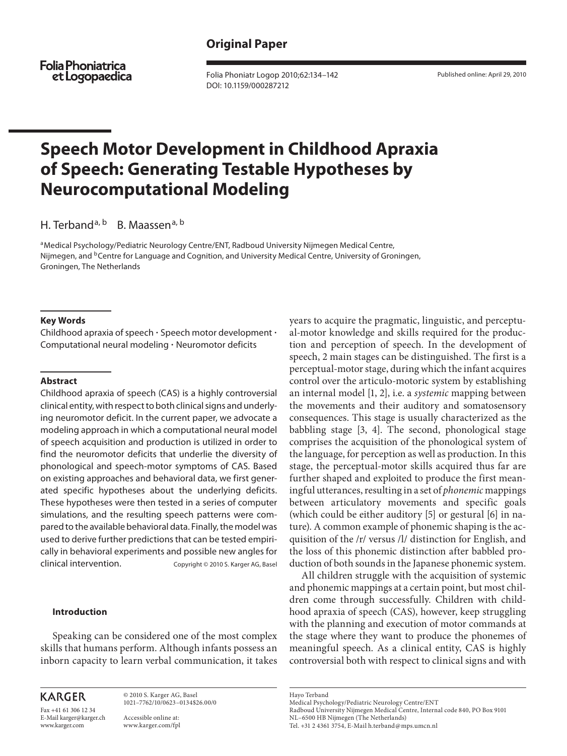Original Paper

# Speech Motor Development in Childhood Apraxia of Speech: Generating Testable Hypotheses by Neurocomputational Modeling

H. Terband[a, b] B. Maassen[a, b]

[a]Medical Psychology/Pediatric Neurology Centre/ENT, Radboud University Nijmegen Medical Centre, Nijmegen, and [b]Centre for Language and Cognition, and University Medical Centre, University of Groningen, Groningen, The Netherlands

### Key Words

Childhood apraxia of speech · Speech motor development · Computational neural modeling · Neuromotor deficits

### Abstract

Childhood apraxia of speech (CAS) is a highly controversial clinical entity, with respect to both clinical signs and underlying neuromotor deficit. In the current paper, we advocate a modeling approach in which a computational neural model of speech acquisition and production is utilized in order to find the neuromotor deficits that underlie the diversity of phonological and speech-motor symptoms of CAS. Based on existing approaches and behavioral data, we first generated specific hypotheses about the underlying deficits. These hypotheses were then tested in a series of computer simulations, and the resulting speech patterns were compared to the available behavioral data. Finally, the model was used to derive further predictions that can be tested empirically in behavioral experiments and possible new angles for clinical intervention.

Copyright © 2010 S. Karger AG, Basel

## Introduction

Speaking can be considered one of the most complex skills that humans perform. Although infants possess an inborn capacity to learn verbal communication, it takes years to acquire the pragmatic, linguistic, and perceptual-motor knowledge and skills required for the production and perception of speech. In the development of speech, 2 main stages can be distinguished. The first is a perceptual-motor stage, during which the infant acquires control over the articulo-motoric system by establishing an internal model [1, 2], i.e. a *systemic* mapping between the movements and their auditory and somatosensory consequences. This stage is usually characterized as the babbling stage [3, 4]. The second, phonological stage comprises the acquisition of the phonological system of the language, for perception as well as production. In this stage, the perceptual-motor skills acquired thus far are further shaped and exploited to produce the first meaningful utterances, resulting in a set of *phonemic* mappings between articulatory movements and specific goals (which could be either auditory [5] or gestural [6] in nature). A common example of phonemic shaping is the acquisition of the /r/ versus /l/ distinction for English, and the loss of this phonemic distinction after babbled production of both sounds in the Japanese phonemic system.

All children struggle with the acquisition of systemic and phonemic mappings at a certain point, but most children come through successfully. Children with childhood apraxia of speech (CAS), however, keep struggling with the planning and execution of motor commands at the stage where they want to produce the phonemes of meaningful speech. As a clinical entity, CAS is highly controversial both with respect to clinical signs and with

KARGER

Fax +41 61 306 12 34
E-Mail karger@karger.ch
www.karger.com

© 2010 S. Karger AG, Basel
1021–7762/10/0623–0134$26.00/0

Accessible online at:
www.karger.com/fpl

Hayo Terband
Medical Psychology/Pediatric Neurology Centre/ENT
Radboud University Nijmegen Medical Centre, Internal code 840, PO Box 9101
NL–6500 HB Nijmegen (The Netherlands)
Tel. +31 2 4361 3754, E-Mail h.terband@mps.umcn.nl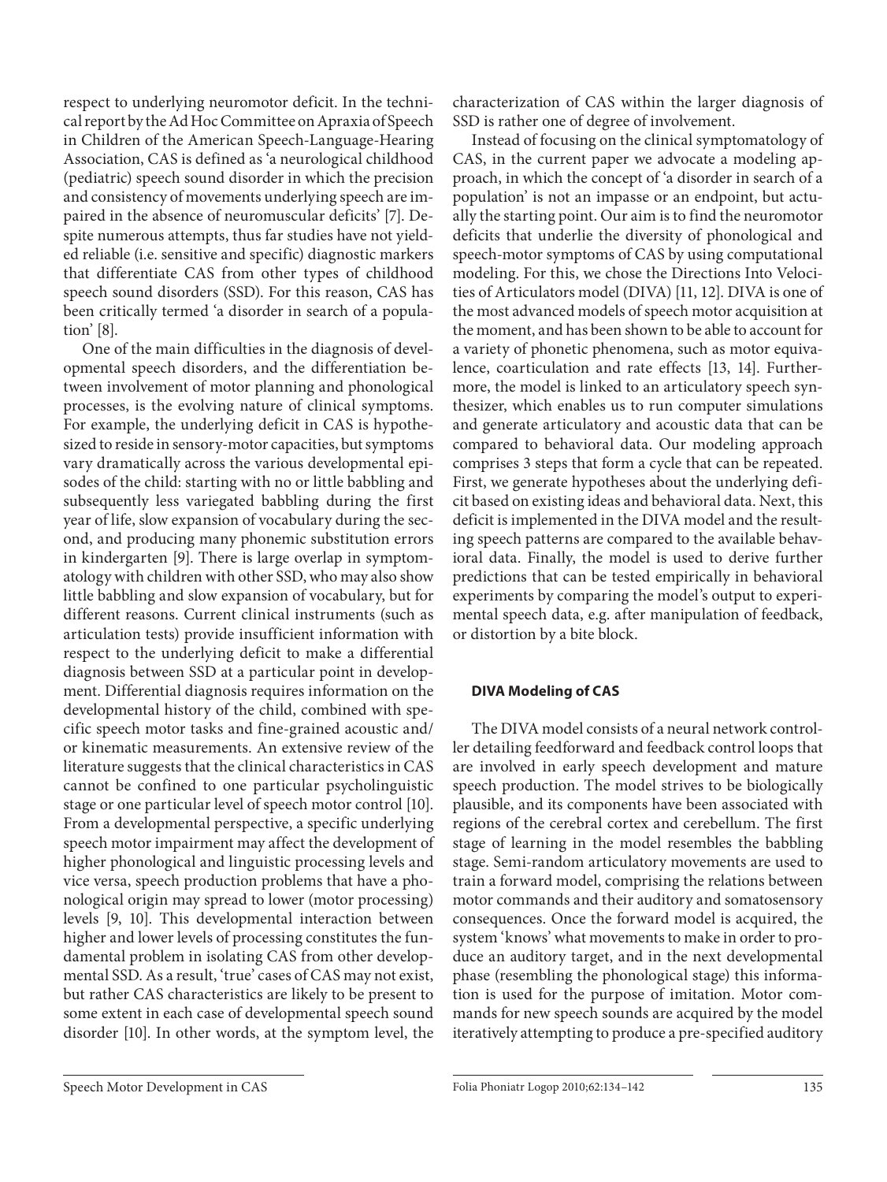respect to underlying neuromotor deficit. In the technical report by the Ad Hoc Committee on Apraxia of Speech in Children of the American Speech-Language-Hearing Association, CAS is defined as 'a neurological childhood (pediatric) speech sound disorder in which the precision and consistency of movements underlying speech are impaired in the absence of neuromuscular deficits' [7]. Despite numerous attempts, thus far studies have not yielded reliable (i.e. sensitive and specific) diagnostic markers that differentiate CAS from other types of childhood speech sound disorders (SSD). For this reason, CAS has been critically termed 'a disorder in search of a population' [8].

One of the main difficulties in the diagnosis of developmental speech disorders, and the differentiation between involvement of motor planning and phonological processes, is the evolving nature of clinical symptoms. For example, the underlying deficit in CAS is hypothesized to reside in sensory-motor capacities, but symptoms vary dramatically across the various developmental episodes of the child: starting with no or little babbling and subsequently less variegated babbling during the first year of life, slow expansion of vocabulary during the second, and producing many phonemic substitution errors in kindergarten [9]. There is large overlap in symptomatology with children with other SSD, who may also show little babbling and slow expansion of vocabulary, but for different reasons. Current clinical instruments (such as articulation tests) provide insufficient information with respect to the underlying deficit to make a differential diagnosis between SSD at a particular point in development. Differential diagnosis requires information on the developmental history of the child, combined with specific speech motor tasks and fine-grained acoustic and/or kinematic measurements. An extensive review of the literature suggests that the clinical characteristics in CAS cannot be confined to one particular psycholinguistic stage or one particular level of speech motor control [10]. From a developmental perspective, a specific underlying speech motor impairment may affect the development of higher phonological and linguistic processing levels and vice versa, speech production problems that have a phonological origin may spread to lower (motor processing) levels [9, 10]. This developmental interaction between higher and lower levels of processing constitutes the fundamental problem in isolating CAS from other developmental SSD. As a result, 'true' cases of CAS may not exist, but rather CAS characteristics are likely to be present to some extent in each case of developmental speech sound disorder [10]. In other words, at the symptom level, the characterization of CAS within the larger diagnosis of SSD is rather one of degree of involvement.

Instead of focusing on the clinical symptomatology of CAS, in the current paper we advocate a modeling approach, in which the concept of 'a disorder in search of a population' is not an impasse or an endpoint, but actually the starting point. Our aim is to find the neuromotor deficits that underlie the diversity of phonological and speech-motor symptoms of CAS by using computational modeling. For this, we chose the Directions Into Velocities of Articulators model (DIVA) [11, 12]. DIVA is one of the most advanced models of speech motor acquisition at the moment, and has been shown to be able to account for a variety of phonetic phenomena, such as motor equivalence, coarticulation and rate effects [13, 14]. Furthermore, the model is linked to an articulatory speech synthesizer, which enables us to run computer simulations and generate articulatory and acoustic data that can be compared to behavioral data. Our modeling approach comprises 3 steps that form a cycle that can be repeated. First, we generate hypotheses about the underlying deficit based on existing ideas and behavioral data. Next, this deficit is implemented in the DIVA model and the resulting speech patterns are compared to the available behavioral data. Finally, the model is used to derive further predictions that can be tested empirically in behavioral experiments by comparing the model's output to experimental speech data, e.g. after manipulation of feedback, or distortion by a bite block.

## DIVA Modeling of CAS

The DIVA model consists of a neural network controller detailing feedforward and feedback control loops that are involved in early speech development and mature speech production. The model strives to be biologically plausible, and its components have been associated with regions of the cerebral cortex and cerebellum. The first stage of learning in the model resembles the babbling stage. Semi-random articulatory movements are used to train a forward model, comprising the relations between motor commands and their auditory and somatosensory consequences. Once the forward model is acquired, the system 'knows' what movements to make in order to produce an auditory target, and in the next developmental phase (resembling the phonological stage) this information is used for the purpose of imitation. Motor commands for new speech sounds are acquired by the model iteratively attempting to produce a pre-specified auditory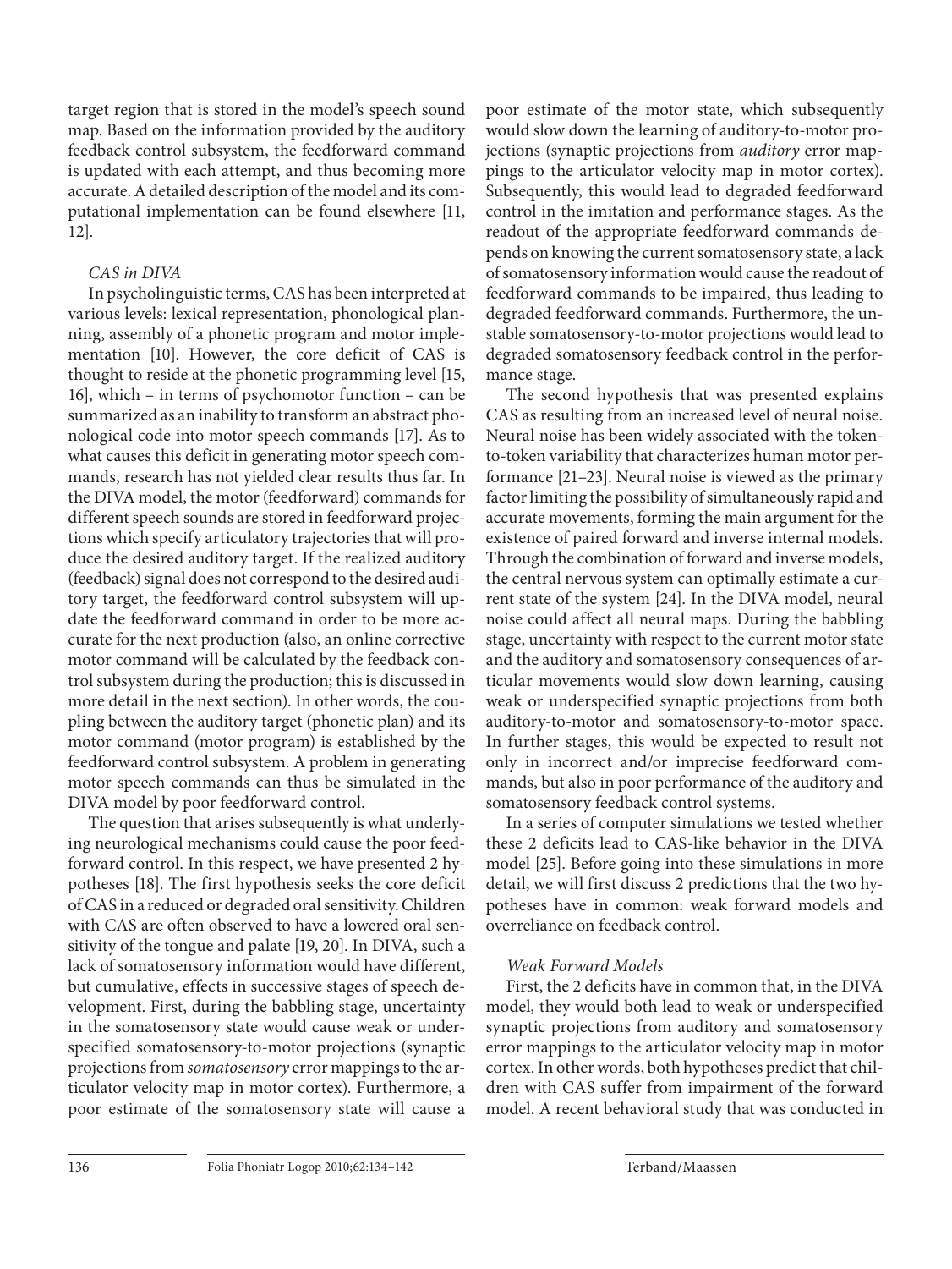target region that is stored in the model's speech sound map. Based on the information provided by the auditory feedback control subsystem, the feedforward command is updated with each attempt, and thus becoming more accurate. A detailed description of the model and its computational implementation can be found elsewhere [11, 12].

### *CAS in DIVA*

In psycholinguistic terms, CAS has been interpreted at various levels: lexical representation, phonological planning, assembly of a phonetic program and motor implementation [10]. However, the core deficit of CAS is thought to reside at the phonetic programming level [15, 16], which – in terms of psychomotor function – can be summarized as an inability to transform an abstract phonological code into motor speech commands [17]. As to what causes this deficit in generating motor speech commands, research has not yielded clear results thus far. In the DIVA model, the motor (feedforward) commands for different speech sounds are stored in feedforward projections which specify articulatory trajectories that will produce the desired auditory target. If the realized auditory (feedback) signal does not correspond to the desired auditory target, the feedforward control subsystem will update the feedforward command in order to be more accurate for the next production (also, an online corrective motor command will be calculated by the feedback control subsystem during the production; this is discussed in more detail in the next section). In other words, the coupling between the auditory target (phonetic plan) and its motor command (motor program) is established by the feedforward control subsystem. A problem in generating motor speech commands can thus be simulated in the DIVA model by poor feedforward control.

The question that arises subsequently is what underlying neurological mechanisms could cause the poor feedforward control. In this respect, we have presented 2 hypotheses [18]. The first hypothesis seeks the core deficit of CAS in a reduced or degraded oral sensitivity. Children with CAS are often observed to have a lowered oral sensitivity of the tongue and palate [19, 20]. In DIVA, such a lack of somatosensory information would have different, but cumulative, effects in successive stages of speech development. First, during the babbling stage, uncertainty in the somatosensory state would cause weak or underspecified somatosensory-to-motor projections (synaptic projections from *somatosensory* error mappings to the articulator velocity map in motor cortex). Furthermore, a poor estimate of the somatosensory state will cause a poor estimate of the motor state, which subsequently would slow down the learning of auditory-to-motor projections (synaptic projections from *auditory* error mappings to the articulator velocity map in motor cortex). Subsequently, this would lead to degraded feedforward control in the imitation and performance stages. As the readout of the appropriate feedforward commands depends on knowing the current somatosensory state, a lack of somatosensory information would cause the readout of feedforward commands to be impaired, thus leading to degraded feedforward commands. Furthermore, the unstable somatosensory-to-motor projections would lead to degraded somatosensory feedback control in the performance stage.

The second hypothesis that was presented explains CAS as resulting from an increased level of neural noise. Neural noise has been widely associated with the token-to-token variability that characterizes human motor performance [21–23]. Neural noise is viewed as the primary factor limiting the possibility of simultaneously rapid and accurate movements, forming the main argument for the existence of paired forward and inverse internal models. Through the combination of forward and inverse models, the central nervous system can optimally estimate a current state of the system [24]. In the DIVA model, neural noise could affect all neural maps. During the babbling stage, uncertainty with respect to the current motor state and the auditory and somatosensory consequences of articular movements would slow down learning, causing weak or underspecified synaptic projections from both auditory-to-motor and somatosensory-to-motor space. In further stages, this would be expected to result not only in incorrect and/or imprecise feedforward commands, but also in poor performance of the auditory and somatosensory feedback control systems.

In a series of computer simulations we tested whether these 2 deficits lead to CAS-like behavior in the DIVA model [25]. Before going into these simulations in more detail, we will first discuss 2 predictions that the two hypotheses have in common: weak forward models and overreliance on feedback control.

### *Weak Forward Models*

First, the 2 deficits have in common that, in the DIVA model, they would both lead to weak or underspecified synaptic projections from auditory and somatosensory error mappings to the articulator velocity map in motor cortex. In other words, both hypotheses predict that children with CAS suffer from impairment of the forward model. A recent behavioral study that was conducted in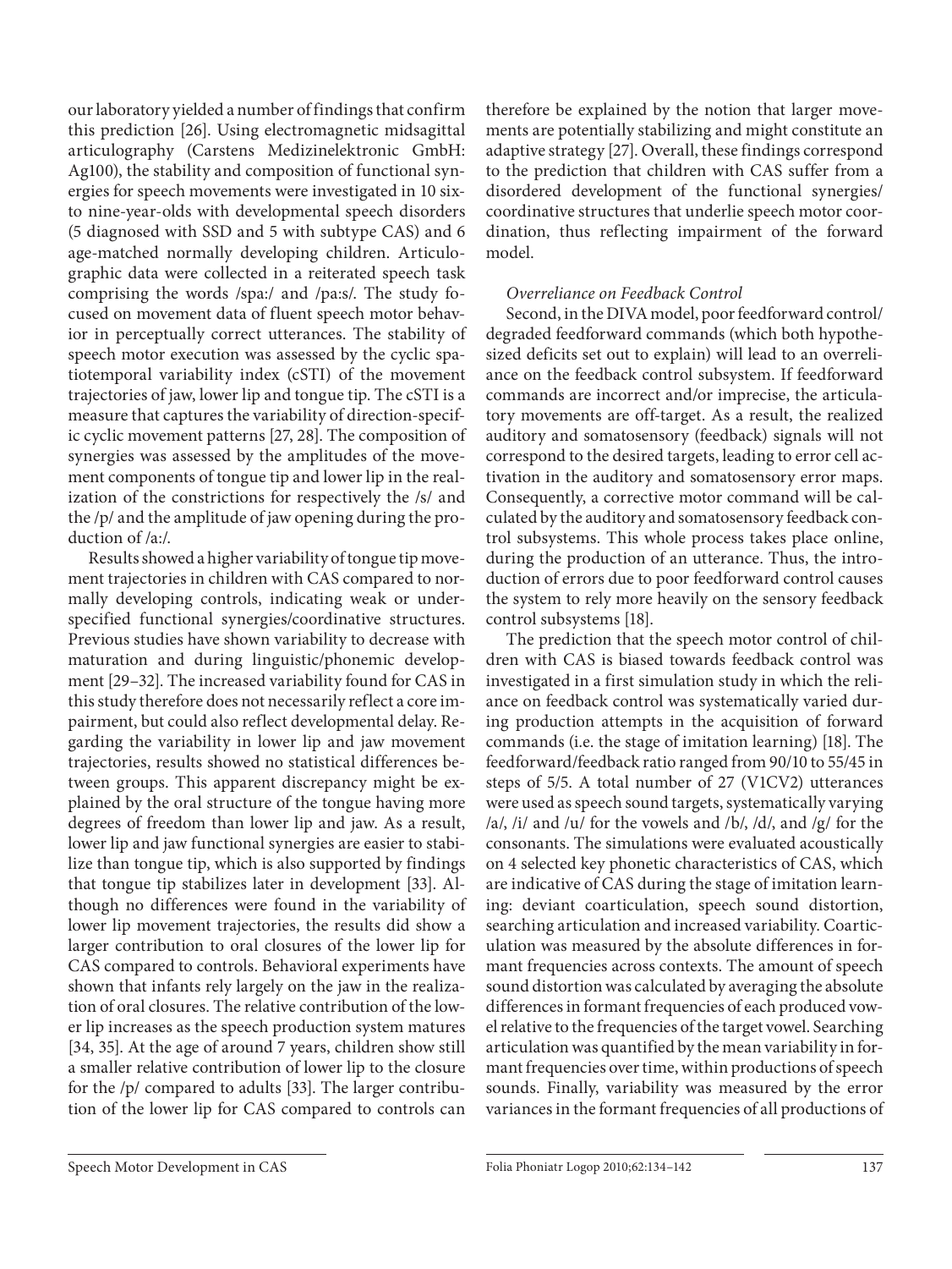our laboratory yielded a number of findings that confirm this prediction [26]. Using electromagnetic midsagittal articulography (Carstens Medizinelektronic GmbH: Ag100), the stability and composition of functional synergies for speech movements were investigated in 10 six- to nine-year-olds with developmental speech disorders (5 diagnosed with SSD and 5 with subtype CAS) and 6 age-matched normally developing children. Articulographic data were collected in a reiterated speech task comprising the words /spa:/ and /pa:s/. The study focused on movement data of fluent speech motor behavior in perceptually correct utterances. The stability of speech motor execution was assessed by the cyclic spatiotemporal variability index (cSTI) of the movement trajectories of jaw, lower lip and tongue tip. The cSTI is a measure that captures the variability of direction-specific cyclic movement patterns [27, 28]. The composition of synergies was assessed by the amplitudes of the movement components of tongue tip and lower lip in the realization of the constrictions for respectively the /s/ and the /p/ and the amplitude of jaw opening during the production of /a:/.

Results showed a higher variability of tongue tip movement trajectories in children with CAS compared to normally developing controls, indicating weak or underspecified functional synergies/coordinative structures. Previous studies have shown variability to decrease with maturation and during linguistic/phonemic development [29–32]. The increased variability found for CAS in this study therefore does not necessarily reflect a core impairment, but could also reflect developmental delay. Regarding the variability in lower lip and jaw movement trajectories, results showed no statistical differences between groups. This apparent discrepancy might be explained by the oral structure of the tongue having more degrees of freedom than lower lip and jaw. As a result, lower lip and jaw functional synergies are easier to stabilize than tongue tip, which is also supported by findings that tongue tip stabilizes later in development [33]. Although no differences were found in the variability of lower lip movement trajectories, the results did show a larger contribution to oral closures of the lower lip for CAS compared to controls. Behavioral experiments have shown that infants rely largely on the jaw in the realization of oral closures. The relative contribution of the lower lip increases as the speech production system matures [34, 35]. At the age of around 7 years, children show still a smaller relative contribution of lower lip to the closure for the /p/ compared to adults [33]. The larger contribution of the lower lip for CAS compared to controls can therefore be explained by the notion that larger movements are potentially stabilizing and might constitute an adaptive strategy [27]. Overall, these findings correspond to the prediction that children with CAS suffer from a disordered development of the functional synergies/coordinative structures that underlie speech motor coordination, thus reflecting impairment of the forward model.

*Overreliance on Feedback Control*

Second, in the DIVA model, poor feedforward control/degraded feedforward commands (which both hypothesized deficits set out to explain) will lead to an overreliance on the feedback control subsystem. If feedforward commands are incorrect and/or imprecise, the articulatory movements are off-target. As a result, the realized auditory and somatosensory (feedback) signals will not correspond to the desired targets, leading to error cell activation in the auditory and somatosensory error maps. Consequently, a corrective motor command will be calculated by the auditory and somatosensory feedback control subsystems. This whole process takes place online, during the production of an utterance. Thus, the introduction of errors due to poor feedforward control causes the system to rely more heavily on the sensory feedback control subsystems [18].

The prediction that the speech motor control of children with CAS is biased towards feedback control was investigated in a first simulation study in which the reliance on feedback control was systematically varied during production attempts in the acquisition of forward commands (i.e. the stage of imitation learning) [18]. The feedforward/feedback ratio ranged from 90/10 to 55/45 in steps of 5/5. A total number of 27 (V1CV2) utterances were used as speech sound targets, systematically varying /a/, /i/ and /u/ for the vowels and /b/, /d/, and /g/ for the consonants. The simulations were evaluated acoustically on 4 selected key phonetic characteristics of CAS, which are indicative of CAS during the stage of imitation learning: deviant coarticulation, speech sound distortion, searching articulation and increased variability. Coarticulation was measured by the absolute differences in formant frequencies across contexts. The amount of speech sound distortion was calculated by averaging the absolute differences in formant frequencies of each produced vowel relative to the frequencies of the target vowel. Searching articulation was quantified by the mean variability in formant frequencies over time, within productions of speech sounds. Finally, variability was measured by the error variances in the formant frequencies of all productions of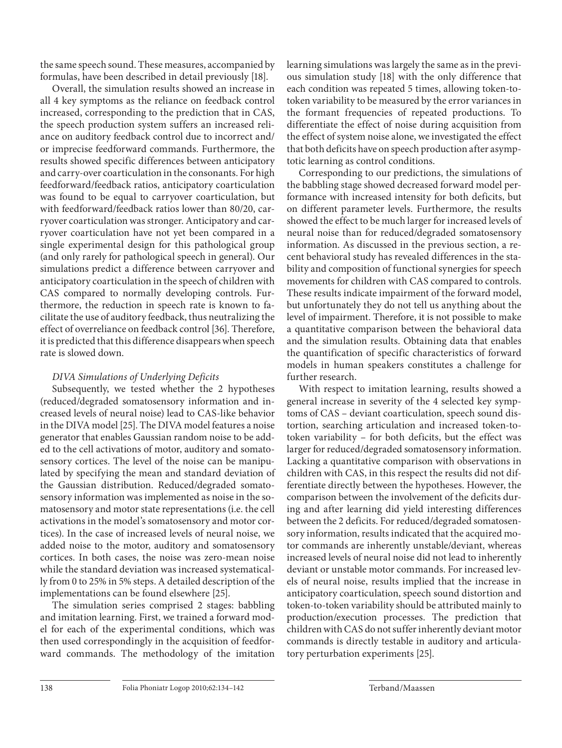the same speech sound. These measures, accompanied by formulas, have been described in detail previously [18].

Overall, the simulation results showed an increase in all 4 key symptoms as the reliance on feedback control increased, corresponding to the prediction that in CAS, the speech production system suffers an increased reliance on auditory feedback control due to incorrect and/or imprecise feedforward commands. Furthermore, the results showed specific differences between anticipatory and carry-over coarticulation in the consonants. For high feedforward/feedback ratios, anticipatory coarticulation was found to be equal to carryover coarticulation, but with feedforward/feedback ratios lower than 80/20, carryover coarticulation was stronger. Anticipatory and carryover coarticulation have not yet been compared in a single experimental design for this pathological group (and only rarely for pathological speech in general). Our simulations predict a difference between carryover and anticipatory coarticulation in the speech of children with CAS compared to normally developing controls. Furthermore, the reduction in speech rate is known to facilitate the use of auditory feedback, thus neutralizing the effect of overreliance on feedback control [36]. Therefore, it is predicted that this difference disappears when speech rate is slowed down.

*DIVA Simulations of Underlying Deficits*

Subsequently, we tested whether the 2 hypotheses (reduced/degraded somatosensory information and increased levels of neural noise) lead to CAS-like behavior in the DIVA model [25]. The DIVA model features a noise generator that enables Gaussian random noise to be added to the cell activations of motor, auditory and somatosensory cortices. The level of the noise can be manipulated by specifying the mean and standard deviation of the Gaussian distribution. Reduced/degraded somatosensory information was implemented as noise in the somatosensory and motor state representations (i.e. the cell activations in the model's somatosensory and motor cortices). In the case of increased levels of neural noise, we added noise to the motor, auditory and somatosensory cortices. In both cases, the noise was zero-mean noise while the standard deviation was increased systematically from 0 to 25% in 5% steps. A detailed description of the implementations can be found elsewhere [25].

The simulation series comprised 2 stages: babbling and imitation learning. First, we trained a forward model for each of the experimental conditions, which was then used correspondingly in the acquisition of feedforward commands. The methodology of the imitation learning simulations was largely the same as in the previous simulation study [18] with the only difference that each condition was repeated 5 times, allowing token-to-token variability to be measured by the error variances in the formant frequencies of repeated productions. To differentiate the effect of noise during acquisition from the effect of system noise alone, we investigated the effect that both deficits have on speech production after asymptotic learning as control conditions.

Corresponding to our predictions, the simulations of the babbling stage showed decreased forward model performance with increased intensity for both deficits, but on different parameter levels. Furthermore, the results showed the effect to be much larger for increased levels of neural noise than for reduced/degraded somatosensory information. As discussed in the previous section, a recent behavioral study has revealed differences in the stability and composition of functional synergies for speech movements for children with CAS compared to controls. These results indicate impairment of the forward model, but unfortunately they do not tell us anything about the level of impairment. Therefore, it is not possible to make a quantitative comparison between the behavioral data and the simulation results. Obtaining data that enables the quantification of specific characteristics of forward models in human speakers constitutes a challenge for further research.

With respect to imitation learning, results showed a general increase in severity of the 4 selected key symptoms of CAS – deviant coarticulation, speech sound distortion, searching articulation and increased token-to-token variability – for both deficits, but the effect was larger for reduced/degraded somatosensory information. Lacking a quantitative comparison with observations in children with CAS, in this respect the results did not differentiate directly between the hypotheses. However, the comparison between the involvement of the deficits during and after learning did yield interesting differences between the 2 deficits. For reduced/degraded somatosensory information, results indicated that the acquired motor commands are inherently unstable/deviant, whereas increased levels of neural noise did not lead to inherently deviant or unstable motor commands. For increased levels of neural noise, results implied that the increase in anticipatory coarticulation, speech sound distortion and token-to-token variability should be attributed mainly to production/execution processes. The prediction that children with CAS do not suffer inherently deviant motor commands is directly testable in auditory and articulatory perturbation experiments [25].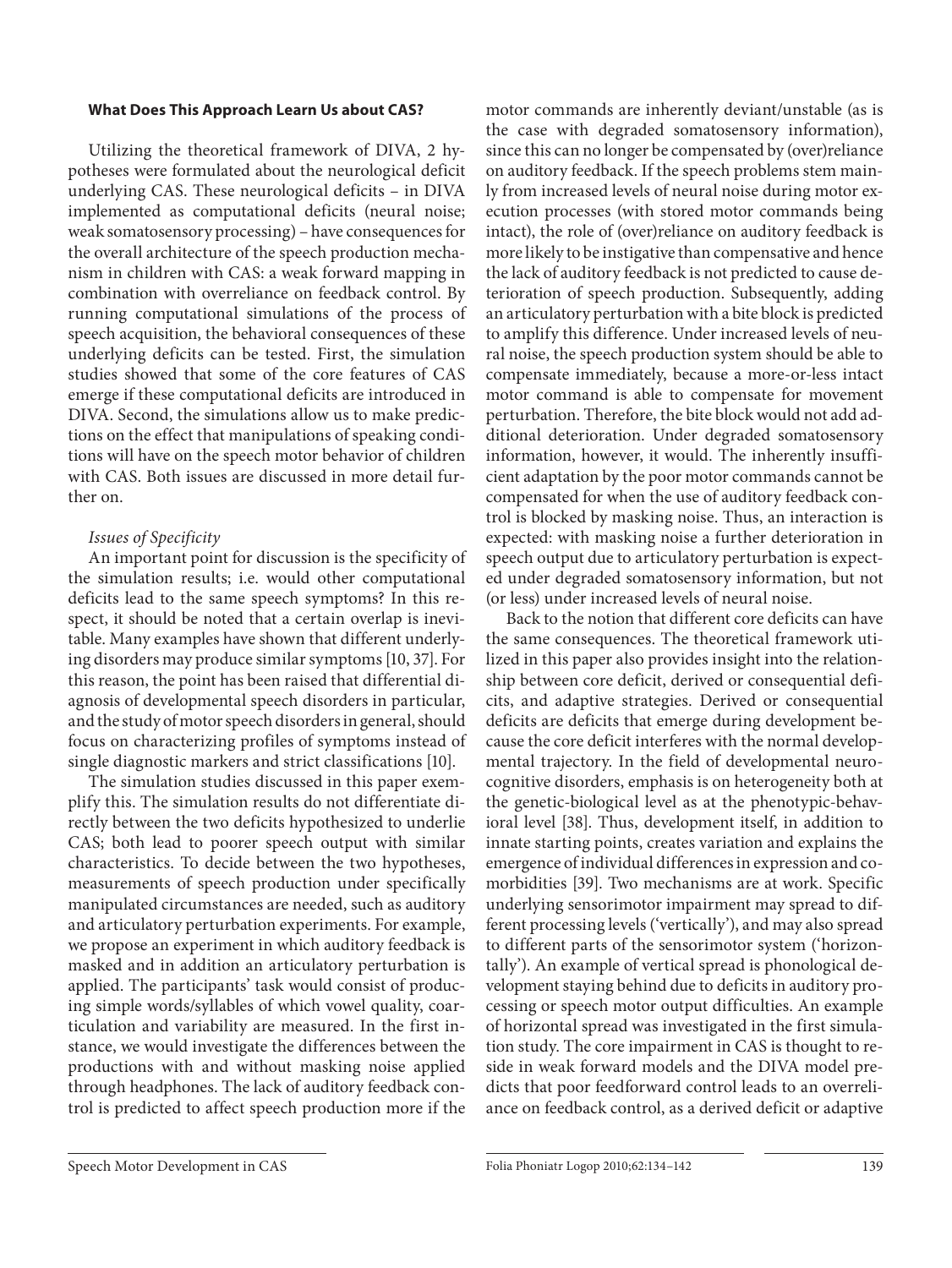**What Does This Approach Learn Us about CAS?**

Utilizing the theoretical framework of DIVA, 2 hypotheses were formulated about the neurological deficit underlying CAS. These neurological deficits – in DIVA implemented as computational deficits (neural noise; weak somatosensory processing) – have consequences for the overall architecture of the speech production mechanism in children with CAS: a weak forward mapping in combination with overreliance on feedback control. By running computational simulations of the process of speech acquisition, the behavioral consequences of these underlying deficits can be tested. First, the simulation studies showed that some of the core features of CAS emerge if these computational deficits are introduced in DIVA. Second, the simulations allow us to make predictions on the effect that manipulations of speaking conditions will have on the speech motor behavior of children with CAS. Both issues are discussed in more detail further on.

*Issues of Specificity*

An important point for discussion is the specificity of the simulation results; i.e. would other computational deficits lead to the same speech symptoms? In this respect, it should be noted that a certain overlap is inevitable. Many examples have shown that different underlying disorders may produce similar symptoms [10, 37]. For this reason, the point has been raised that differential diagnosis of developmental speech disorders in particular, and the study of motor speech disorders in general, should focus on characterizing profiles of symptoms instead of single diagnostic markers and strict classifications [10].

The simulation studies discussed in this paper exemplify this. The simulation results do not differentiate directly between the two deficits hypothesized to underlie CAS; both lead to poorer speech output with similar characteristics. To decide between the two hypotheses, measurements of speech production under specifically manipulated circumstances are needed, such as auditory and articulatory perturbation experiments. For example, we propose an experiment in which auditory feedback is masked and in addition an articulatory perturbation is applied. The participants' task would consist of producing simple words/syllables of which vowel quality, coarticulation and variability are measured. In the first instance, we would investigate the differences between the productions with and without masking noise applied through headphones. The lack of auditory feedback control is predicted to affect speech production more if the motor commands are inherently deviant/unstable (as is the case with degraded somatosensory information), since this can no longer be compensated by (over)reliance on auditory feedback. If the speech problems stem mainly from increased levels of neural noise during motor execution processes (with stored motor commands being intact), the role of (over)reliance on auditory feedback is more likely to be instigative than compensative and hence the lack of auditory feedback is not predicted to cause deterioration of speech production. Subsequently, adding an articulatory perturbation with a bite block is predicted to amplify this difference. Under increased levels of neural noise, the speech production system should be able to compensate immediately, because a more-or-less intact motor command is able to compensate for movement perturbation. Therefore, the bite block would not add additional deterioration. Under degraded somatosensory information, however, it would. The inherently insufficient adaptation by the poor motor commands cannot be compensated for when the use of auditory feedback control is blocked by masking noise. Thus, an interaction is expected: with masking noise a further deterioration in speech output due to articulatory perturbation is expected under degraded somatosensory information, but not (or less) under increased levels of neural noise.

Back to the notion that different core deficits can have the same consequences. The theoretical framework utilized in this paper also provides insight into the relationship between core deficit, derived or consequential deficits, and adaptive strategies. Derived or consequential deficits are deficits that emerge during development because the core deficit interferes with the normal developmental trajectory. In the field of developmental neurocognitive disorders, emphasis is on heterogeneity both at the genetic-biological level as at the phenotypic-behavioral level [38]. Thus, development itself, in addition to innate starting points, creates variation and explains the emergence of individual differences in expression and comorbidities [39]. Two mechanisms are at work. Specific underlying sensorimotor impairment may spread to different processing levels ('vertically'), and may also spread to different parts of the sensorimotor system ('horizontally'). An example of vertical spread is phonological development staying behind due to deficits in auditory processing or speech motor output difficulties. An example of horizontal spread was investigated in the first simulation study. The core impairment in CAS is thought to reside in weak forward models and the DIVA model predicts that poor feedforward control leads to an overreliance on feedback control, as a derived deficit or adaptive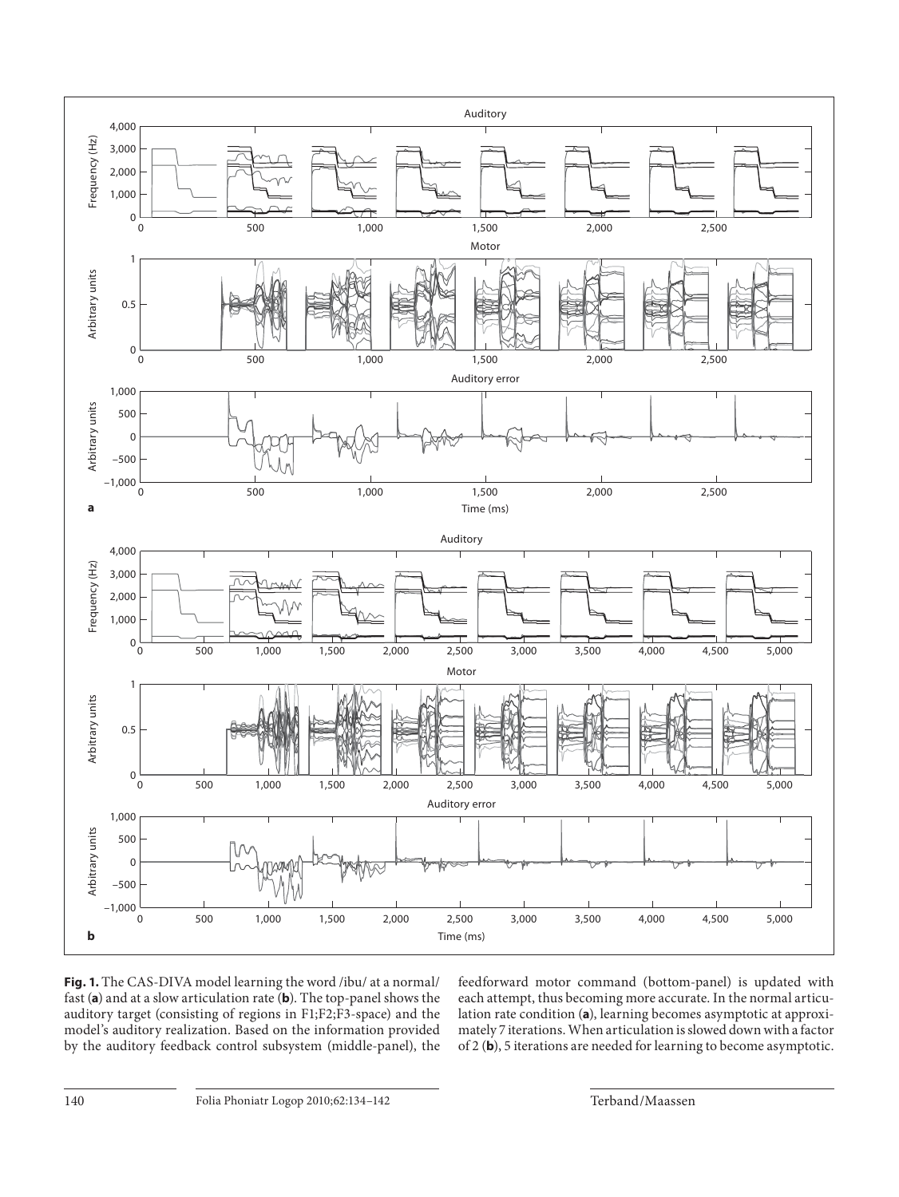**Fig. 1.** The CAS-DIVA model learning the word /ibu/ at a normal/fast (**a**) and at a slow articulation rate (**b**). The top-panel shows the auditory target (consisting of regions in F1;F2;F3-space) and the model's auditory realization. Based on the information provided by the auditory feedback control subsystem (middle-panel), the feedforward motor command (bottom-panel) is updated with each attempt, thus becoming more accurate. In the normal articulation rate condition (**a**), learning becomes asymptotic at approximately 7 iterations. When articulation is slowed down with a factor of 2 (**b**), 5 iterations are needed for learning to become asymptotic.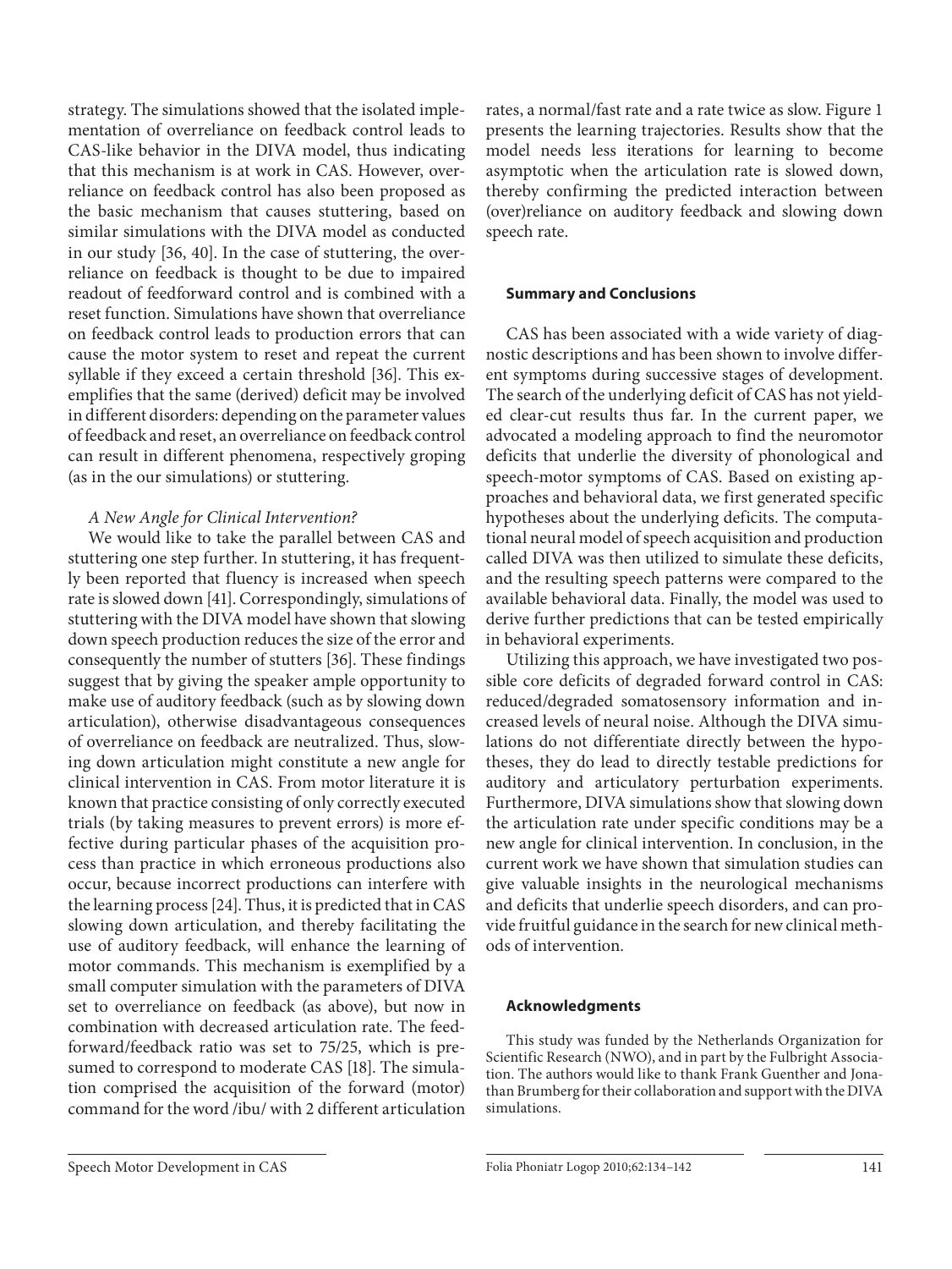strategy. The simulations showed that the isolated implementation of overreliance on feedback control leads to CAS-like behavior in the DIVA model, thus indicating that this mechanism is at work in CAS. However, overreliance on feedback control has also been proposed as the basic mechanism that causes stuttering, based on similar simulations with the DIVA model as conducted in our study [36, 40]. In the case of stuttering, the overreliance on feedback is thought to be due to impaired readout of feedforward control and is combined with a reset function. Simulations have shown that overreliance on feedback control leads to production errors that can cause the motor system to reset and repeat the current syllable if they exceed a certain threshold [36]. This exemplifies that the same (derived) deficit may be involved in different disorders: depending on the parameter values of feedback and reset, an overreliance on feedback control can result in different phenomena, respectively groping (as in the our simulations) or stuttering.

*A New Angle for Clinical Intervention?*

We would like to take the parallel between CAS and stuttering one step further. In stuttering, it has frequently been reported that fluency is increased when speech rate is slowed down [41]. Correspondingly, simulations of stuttering with the DIVA model have shown that slowing down speech production reduces the size of the error and consequently the number of stutters [36]. These findings suggest that by giving the speaker ample opportunity to make use of auditory feedback (such as by slowing down articulation), otherwise disadvantageous consequences of overreliance on feedback are neutralized. Thus, slowing down articulation might constitute a new angle for clinical intervention in CAS. From motor literature it is known that practice consisting of only correctly executed trials (by taking measures to prevent errors) is more effective during particular phases of the acquisition process than practice in which erroneous productions also occur, because incorrect productions can interfere with the learning process [24]. Thus, it is predicted that in CAS slowing down articulation, and thereby facilitating the use of auditory feedback, will enhance the learning of motor commands. This mechanism is exemplified by a small computer simulation with the parameters of DIVA set to overreliance on feedback (as above), but now in combination with decreased articulation rate. The feedforward/feedback ratio was set to 75/25, which is presumed to correspond to moderate CAS [18]. The simulation comprised the acquisition of the forward (motor) command for the word /ibu/ with 2 different articulation rates, a normal/fast rate and a rate twice as slow. Figure 1 presents the learning trajectories. Results show that the model needs less iterations for learning to become asymptotic when the articulation rate is slowed down, thereby confirming the predicted interaction between (over)reliance on auditory feedback and slowing down speech rate.

## Summary and Conclusions

CAS has been associated with a wide variety of diagnostic descriptions and has been shown to involve different symptoms during successive stages of development. The search of the underlying deficit of CAS has not yielded clear-cut results thus far. In the current paper, we advocated a modeling approach to find the neuromotor deficits that underlie the diversity of phonological and speech-motor symptoms of CAS. Based on existing approaches and behavioral data, we first generated specific hypotheses about the underlying deficits. The computational neural model of speech acquisition and production called DIVA was then utilized to simulate these deficits, and the resulting speech patterns were compared to the available behavioral data. Finally, the model was used to derive further predictions that can be tested empirically in behavioral experiments.

Utilizing this approach, we have investigated two possible core deficits of degraded forward control in CAS: reduced/degraded somatosensory information and increased levels of neural noise. Although the DIVA simulations do not differentiate directly between the hypotheses, they do lead to directly testable predictions for auditory and articulatory perturbation experiments. Furthermore, DIVA simulations show that slowing down the articulation rate under specific conditions may be a new angle for clinical intervention. In conclusion, in the current work we have shown that simulation studies can give valuable insights in the neurological mechanisms and deficits that underlie speech disorders, and can provide fruitful guidance in the search for new clinical methods of intervention.

## Acknowledgments

This study was funded by the Netherlands Organization for Scientific Research (NWO), and in part by the Fulbright Association. The authors would like to thank Frank Guenther and Jonathan Brumberg for their collaboration and support with the DIVA simulations.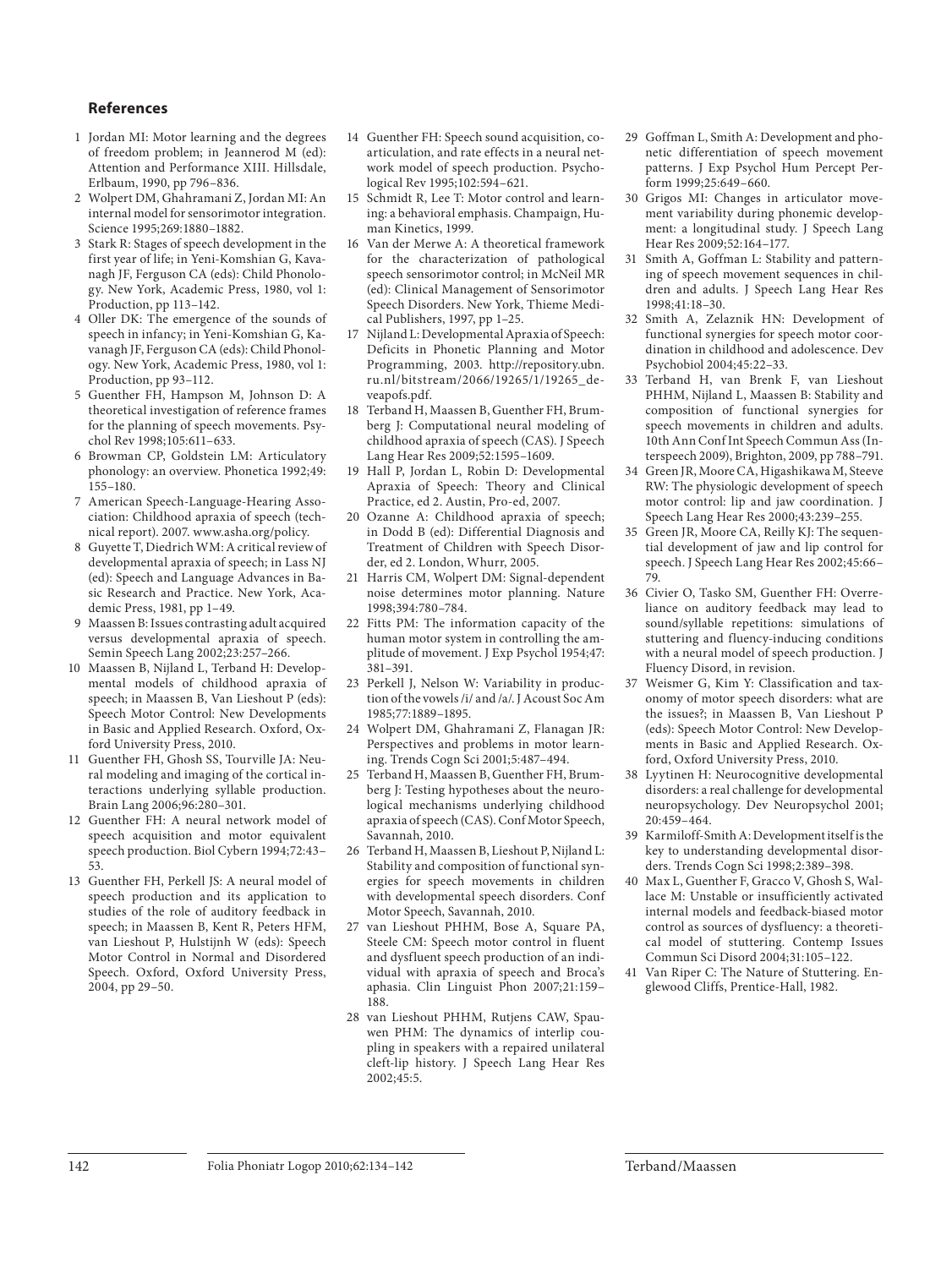## References

1. Jordan MI: Motor learning and the degrees of freedom problem; in Jeannerod M (ed): Attention and Performance XIII. Hillsdale, Erlbaum, 1990, pp 796–836.
2. Wolpert DM, Ghahramani Z, Jordan MI: An internal model for sensorimotor integration. Science 1995;269:1880–1882.
3. Stark R: Stages of speech development in the first year of life; in Yeni-Komshian G, Kavanagh JF, Ferguson CA (eds): Child Phonology. New York, Academic Press, 1980, vol 1: Production, pp 113–142.
4. Oller DK: The emergence of the sounds of speech in infancy; in Yeni-Komshian G, Kavanagh JF, Ferguson CA (eds): Child Phonology. New York, Academic Press, 1980, vol 1: Production, pp 93–112.
5. Guenther FH, Hampson M, Johnson D: A theoretical investigation of reference frames for the planning of speech movements. Psychol Rev 1998;105:611–633.
6. Browman CP, Goldstein LM: Articulatory phonology: an overview. Phonetica 1992;49: 155–180.
7. American Speech-Language-Hearing Association: Childhood apraxia of speech (technical report). 2007. www.asha.org/policy.
8. Guyette T, Diedrich WM: A critical review of developmental apraxia of speech; in Lass NJ (ed): Speech and Language Advances in Basic Research and Practice. New York, Academic Press, 1981, pp 1–49.
9. Maassen B: Issues contrasting adult acquired versus developmental apraxia of speech. Semin Speech Lang 2002;23:257–266.
10. Maassen B, Nijland L, Terband H: Developmental models of childhood apraxia of speech; in Maassen B, Van Lieshout P (eds): Speech Motor Control: New Developments in Basic and Applied Research. Oxford, Oxford University Press, 2010.
11. Guenther FH, Ghosh SS, Tourville JA: Neural modeling and imaging of the cortical interactions underlying syllable production. Brain Lang 2006;96:280–301.
12. Guenther FH: A neural network model of speech acquisition and motor equivalent speech production. Biol Cybern 1994;72:43–53.
13. Guenther FH, Perkell JS: A neural model of speech production and its application to studies of the role of auditory feedback in speech; in Maassen B, Kent R, Peters HFM, van Lieshout P, Hulstijnh W (eds): Speech Motor Control in Normal and Disordered Speech. Oxford, Oxford University Press, 2004, pp 29–50.
14. Guenther FH: Speech sound acquisition, coarticulation, and rate effects in a neural network model of speech production. Psychological Rev 1995;102:594–621.
15. Schmidt R, Lee T: Motor control and learning: a behavioral emphasis. Champaign, Human Kinetics, 1999.
16. Van der Merwe A: A theoretical framework for the characterization of pathological speech sensorimotor control; in McNeil MR (ed): Clinical Management of Sensorimotor Speech Disorders. New York, Thieme Medical Publishers, 1997, pp 1–25.
17. Nijland L: Developmental Apraxia of Speech: Deficits in Phonetic Planning and Motor Programming, 2003. http://repository.ubn.ru.nl/bitstream/2066/19265/1/19265_deveapofs.pdf.
18. Terband H, Maassen B, Guenther FH, Brumberg J: Computational neural modeling of childhood apraxia of speech (CAS). J Speech Lang Hear Res 2009;52:1595–1609.
19. Hall P, Jordan L, Robin D: Developmental Apraxia of Speech: Theory and Clinical Practice, ed 2. Austin, Pro-ed, 2007.
20. Ozanne A: Childhood apraxia of speech; in Dodd B (ed): Differential Diagnosis and Treatment of Children with Speech Disorder, ed 2. London, Whurr, 2005.
21. Harris CM, Wolpert DM: Signal-dependent noise determines motor planning. Nature 1998;394:780–784.
22. Fitts PM: The information capacity of the human motor system in controlling the amplitude of movement. J Exp Psychol 1954;47: 381–391.
23. Perkell J, Nelson W: Variability in production of the vowels /i/ and /a/. J Acoust Soc Am 1985;77:1889–1895.
24. Wolpert DM, Ghahramani Z, Flanagan JR: Perspectives and problems in motor learning. Trends Cogn Sci 2001;5:487–494.
25. Terband H, Maassen B, Guenther FH, Brumberg J: Testing hypotheses about the neurological mechanisms underlying childhood apraxia of speech (CAS). Conf Motor Speech, Savannah, 2010.
26. Terband H, Maassen B, Lieshout P, Nijland L: Stability and composition of functional synergies for speech movements in children with developmental speech disorders. Conf Motor Speech, Savannah, 2010.
27. van Lieshout PHHM, Bose A, Square PA, Steele CM: Speech motor control in fluent and dysfluent speech production of an individual with apraxia of speech and Broca's aphasia. Clin Linguist Phon 2007;21:159–188.
28. van Lieshout PHHM, Rutjens CAW, Spauwen PHM: The dynamics of interlip coupling in speakers with a repaired unilateral cleft-lip history. J Speech Lang Hear Res 2002;45:5.
29. Goffman L, Smith A: Development and phonetic differentiation of speech movement patterns. J Exp Psychol Hum Percept Perform 1999;25:649–660.
30. Grigos MI: Changes in articulator movement variability during phonemic development: a longitudinal study. J Speech Lang Hear Res 2009;52:164–177.
31. Smith A, Goffman L: Stability and patterning of speech movement sequences in children and adults. J Speech Lang Hear Res 1998;41:18–30.
32. Smith A, Zelaznik HN: Development of functional synergies for speech motor coordination in childhood and adolescence. Dev Psychobiol 2004;45:22–33.
33. Terband H, van Brenk F, van Lieshout PHHM, Nijland L, Maassen B: Stability and composition of functional synergies for speech movements in children and adults. 10th Ann Conf Int Speech Commun Ass (Interspeech 2009), Brighton, 2009, pp 788–791.
34. Green JR, Moore CA, Higashikawa M, Steeve RW: The physiologic development of speech motor control: lip and jaw coordination. J Speech Lang Hear Res 2000;43:239–255.
35. Green JR, Moore CA, Reilly KJ: The sequential development of jaw and lip control for speech. J Speech Lang Hear Res 2002;45:66–79.
36. Civier O, Tasko SM, Guenther FH: Overreliance on auditory feedback may lead to sound/syllable repetitions: simulations of stuttering and fluency-inducing conditions with a neural model of speech production. J Fluency Disord, in revision.
37. Weismer G, Kim Y: Classification and taxonomy of motor speech disorders: what are the issues?; in Maassen B, Van Lieshout P (eds): Speech Motor Control: New Developments in Basic and Applied Research. Oxford, Oxford University Press, 2010.
38. Lyytinen H: Neurocognitive developmental disorders: a real challenge for developmental neuropsychology. Dev Neuropsychol 2001; 20:459–464.
39. Karmiloff-Smith A: Development itself is the key to understanding developmental disorders. Trends Cogn Sci 1998;2:389–398.
40. Max L, Guenther F, Gracco V, Ghosh S, Wallace M: Unstable or insufficiently activated internal models and feedback-biased motor control as sources of dysfluency: a theoretical model of stuttering. Contemp Issues Commun Sci Disord 2004;31:105–122.
41. Van Riper C: The Nature of Stuttering. Englewood Cliffs, Prentice-Hall, 1982.